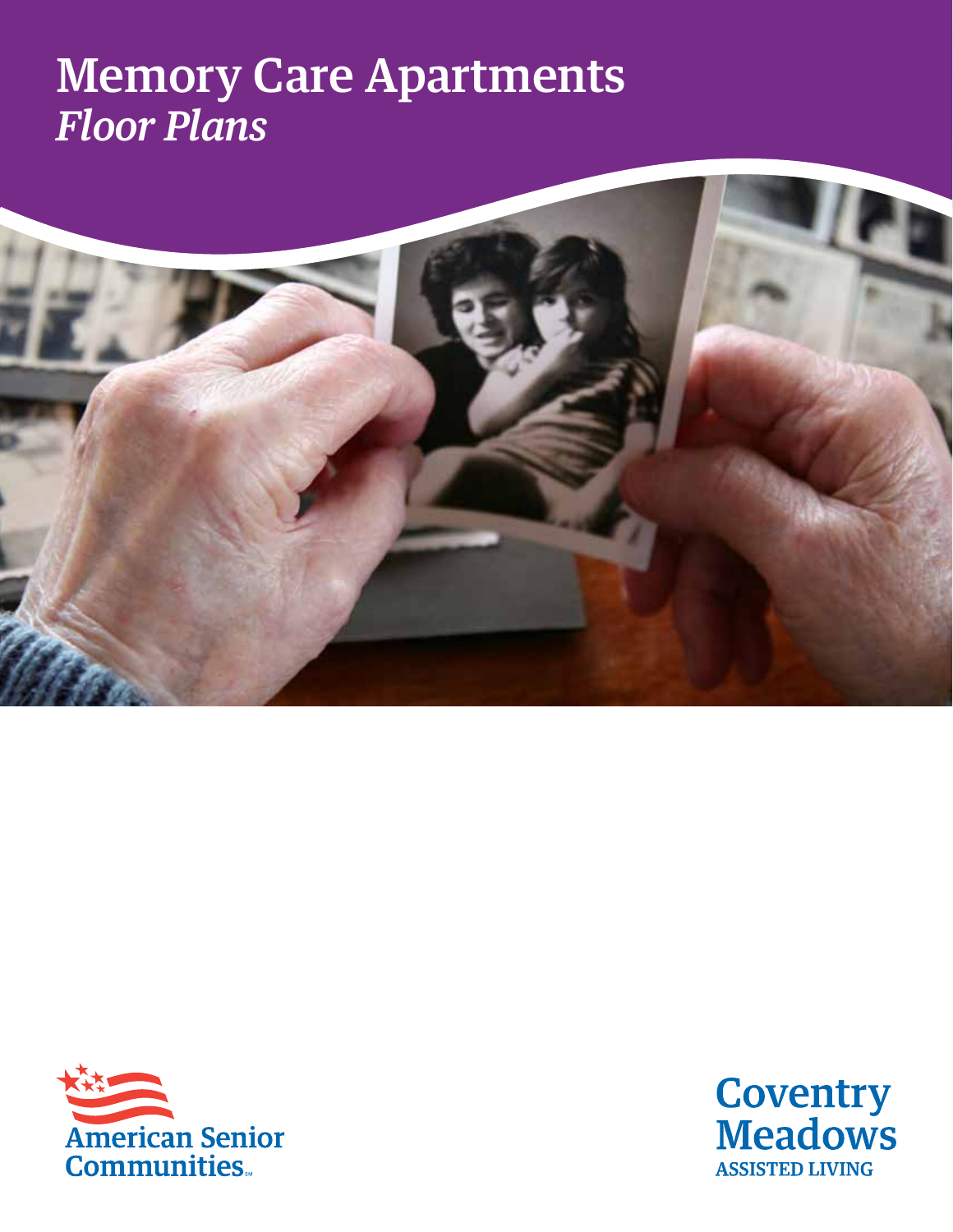# Memory Care Apartments
## *Floor Plans*

American Senior Communities℠

Coventry Meadows
ASSISTED LIVING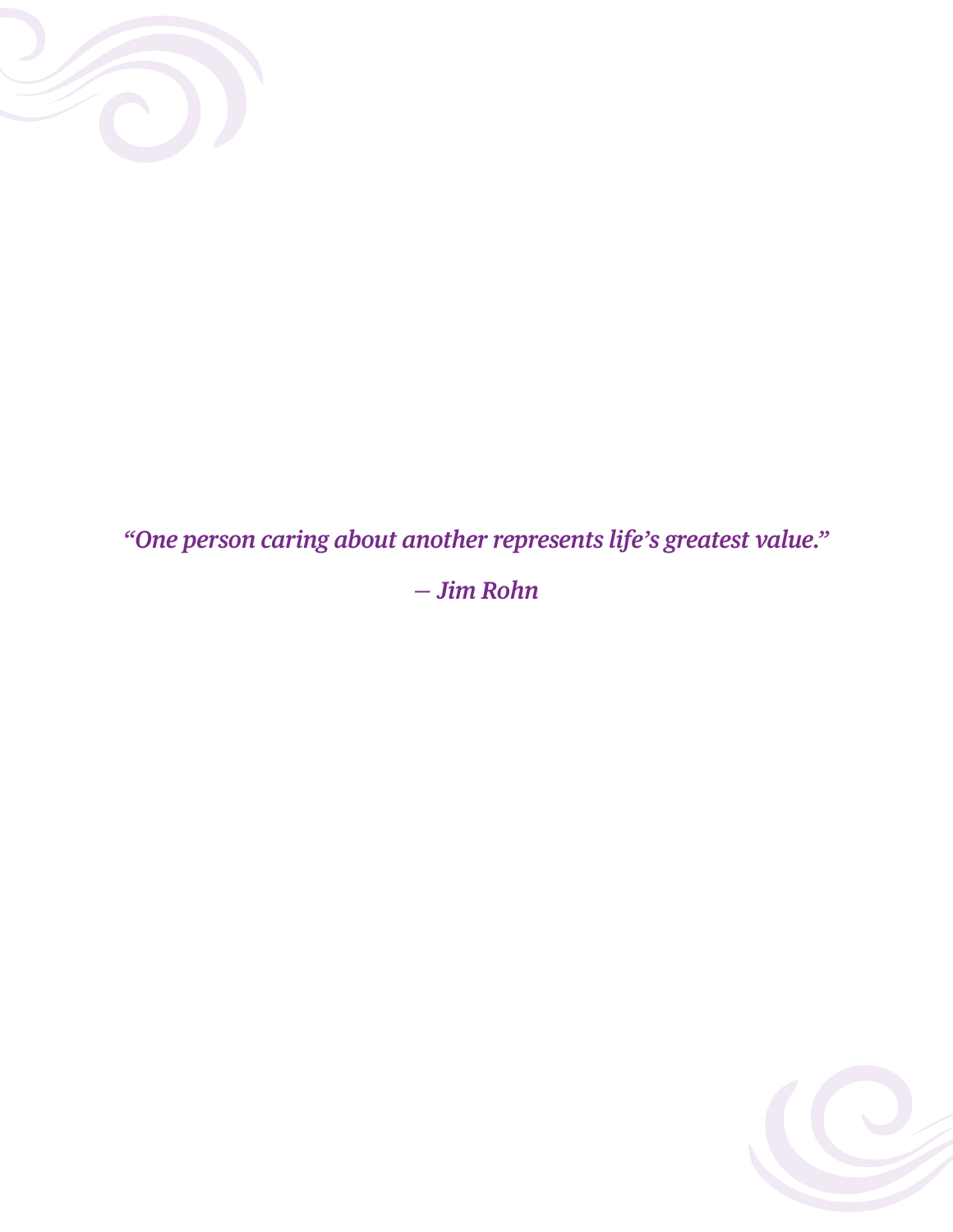*"One person caring about another represents life's greatest value."*

*— Jim Rohn*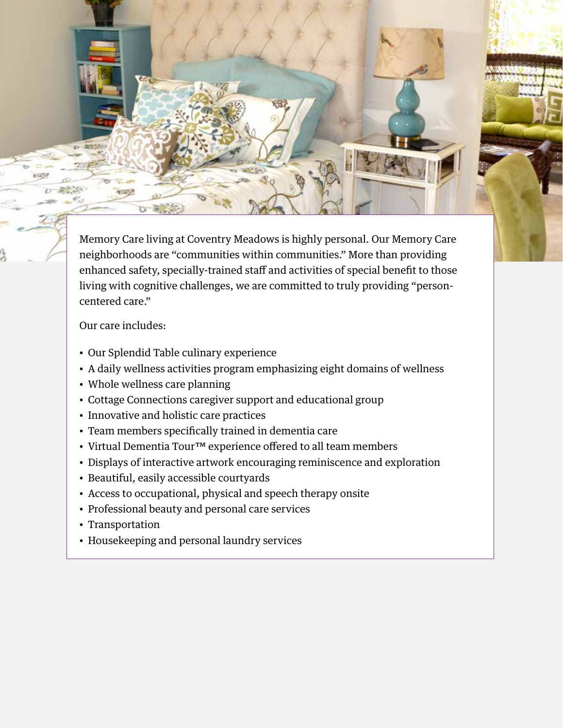Memory Care living at Coventry Meadows is highly personal. Our Memory Care neighborhoods are "communities within communities." More than providing enhanced safety, specially-trained staff and activities of special benefit to those living with cognitive challenges, we are committed to truly providing "person-centered care."

Our care includes:

- Our Splendid Table culinary experience
- A daily wellness activities program emphasizing eight domains of wellness
- Whole wellness care planning
- Cottage Connections caregiver support and educational group
- Innovative and holistic care practices
- Team members specifically trained in dementia care
- Virtual Dementia Tour™ experience offered to all team members
- Displays of interactive artwork encouraging reminiscence and exploration
- Beautiful, easily accessible courtyards
- Access to occupational, physical and speech therapy onsite
- Professional beauty and personal care services
- Transportation
- Housekeeping and personal laundry services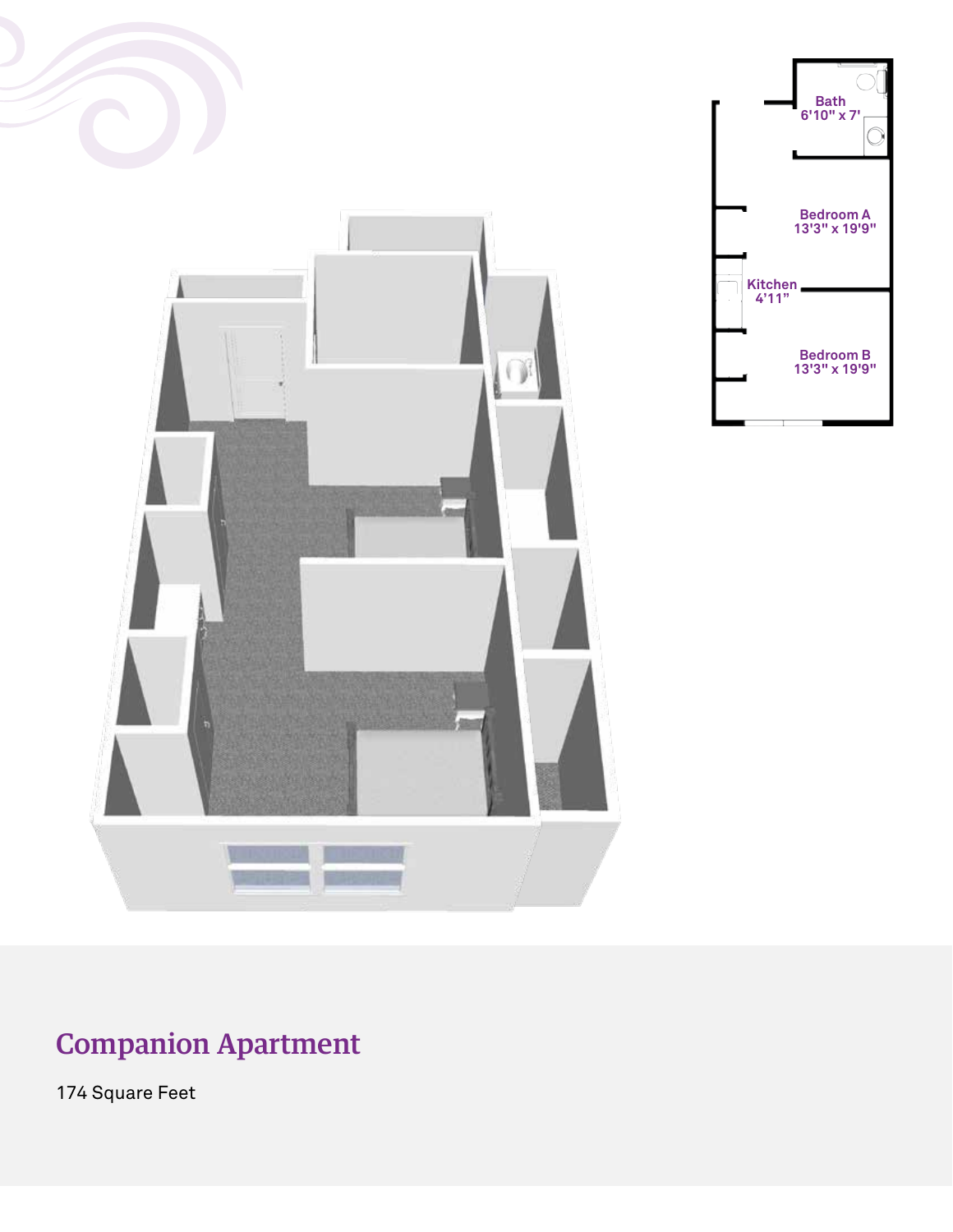Bath
6'10" x 7'

Bedroom A
13'3" x 19'9"

Kitchen
4'11"

Bedroom B
13'3" x 19'9"

## Companion Apartment

174 Square Feet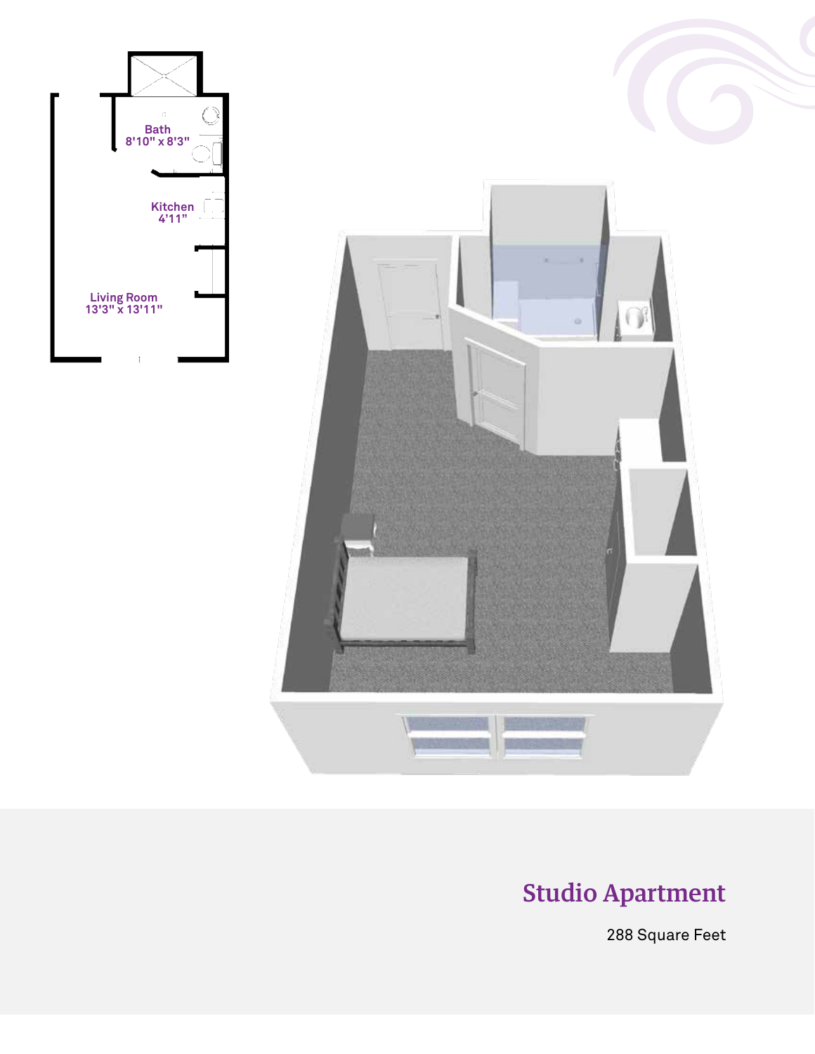Bath
8'10" x 8'3"

Kitchen
4'11"

Living Room
13'3" x 13'11"

## Studio Apartment

288 Square Feet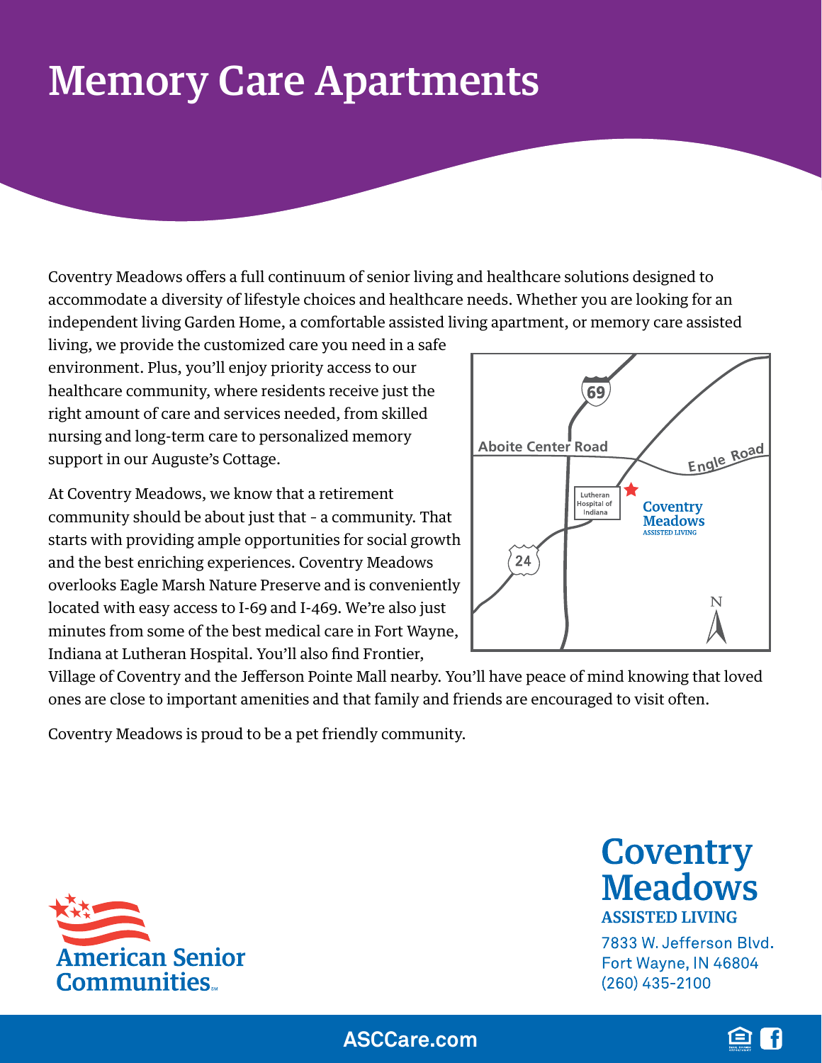# Memory Care Apartments

Coventry Meadows offers a full continuum of senior living and healthcare solutions designed to accommodate a diversity of lifestyle choices and healthcare needs. Whether you are looking for an independent living Garden Home, a comfortable assisted living apartment, or memory care assisted living, we provide the customized care you need in a safe environment. Plus, you'll enjoy priority access to our healthcare community, where residents receive just the right amount of care and services needed, from skilled nursing and long-term care to personalized memory support in our Auguste's Cottage.

At Coventry Meadows, we know that a retirement community should be about just that - a community. That starts with providing ample opportunities for social growth and the best enriching experiences. Coventry Meadows overlooks Eagle Marsh Nature Preserve and is conveniently located with easy access to I-69 and I-469. We're also just minutes from some of the best medical care in Fort Wayne, Indiana at Lutheran Hospital. You'll also find Frontier, Village of Coventry and the Jefferson Pointe Mall nearby. You'll have peace of mind knowing that loved ones are close to important amenities and that family and friends are encouraged to visit often.

69
Aboite Center Road
Engle Road
Lutheran Hospital of Indiana
Coventry Meadows
ASSISTED LIVING
24
N

Coventry Meadows is proud to be a pet friendly community.

American Senior Communities

**Coventry Meadows**
**ASSISTED LIVING**
7833 W. Jefferson Blvd.
Fort Wayne, IN 46804
(260) 435-2100

ASCCare.com